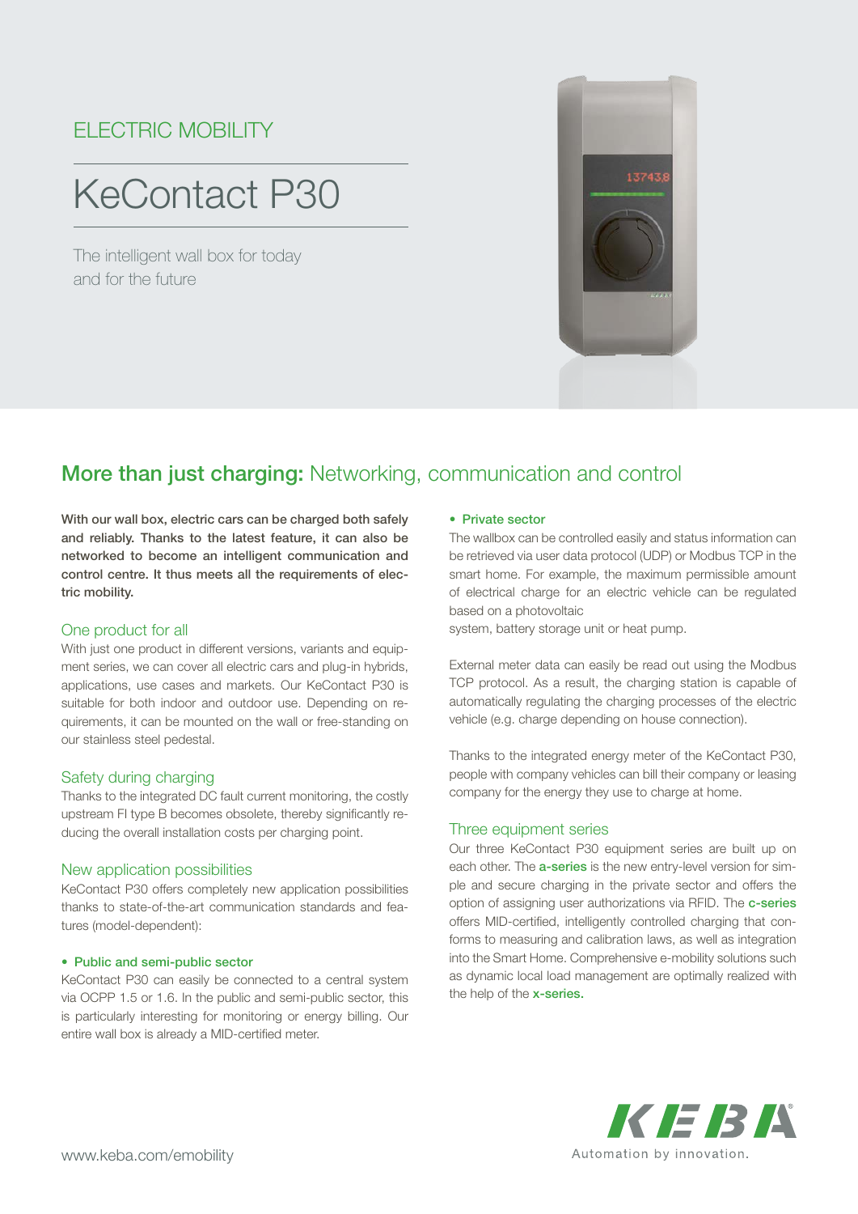ELECTRIC MOBILITY

# KeContact P30

The intelligent wall box for today and for the future

## **More than just charging:** Networking, communication and control

**With our wall box, electric cars can be charged both safely and reliably. Thanks to the latest feature, it can also be networked to become an intelligent communication and control centre. It thus meets all the requirements of electric mobility.**

### One product for all

With just one product in different versions, variants and equipment series, we can cover all electric cars and plug-in hybrids, applications, use cases and markets. Our KeContact P30 is suitable for both indoor and outdoor use. Depending on requirements, it can be mounted on the wall or free-standing on our stainless steel pedestal.

### Safety during charging

Thanks to the integrated DC fault current monitoring, the costly upstream FI type B becomes obsolete, thereby significantly reducing the overall installation costs per charging point.

### New application possibilities

KeContact P30 offers completely new application possibilities thanks to state-of-the-art communication standards and features (model-dependent):

- **Public and semi-public sector**

KeContact P30 can easily be connected to a central system via OCPP 1.5 or 1.6. In the public and semi-public sector, this is particularly interesting for monitoring or energy billing. Our entire wall box is already a MID-certified meter.

- **Private sector**

The wallbox can be controlled easily and status information can be retrieved via user data protocol (UDP) or Modbus TCP in the smart home. For example, the maximum permissible amount of electrical charge for an electric vehicle can be regulated based on a photovoltaic system, battery storage unit or heat pump.

External meter data can easily be read out using the Modbus TCP protocol. As a result, the charging station is capable of automatically regulating the charging processes of the electric vehicle (e.g. charge depending on house connection).

Thanks to the integrated energy meter of the KeContact P30, people with company vehicles can bill their company or leasing company for the energy they use to charge at home.

### Three equipment series

Our three KeContact P30 equipment series are built up on each other. The **a-series** is the new entry-level version for simple and secure charging in the private sector and offers the option of assigning user authorizations via RFID. The **c-series** offers MID-certified, intelligently controlled charging that conforms to measuring and calibration laws, as well as integration into the Smart Home. Comprehensive e-mobility solutions such as dynamic local load management are optimally realized with the help of the **x-series.**

www.keba.com/emobility

KEBA
Automation by innovation.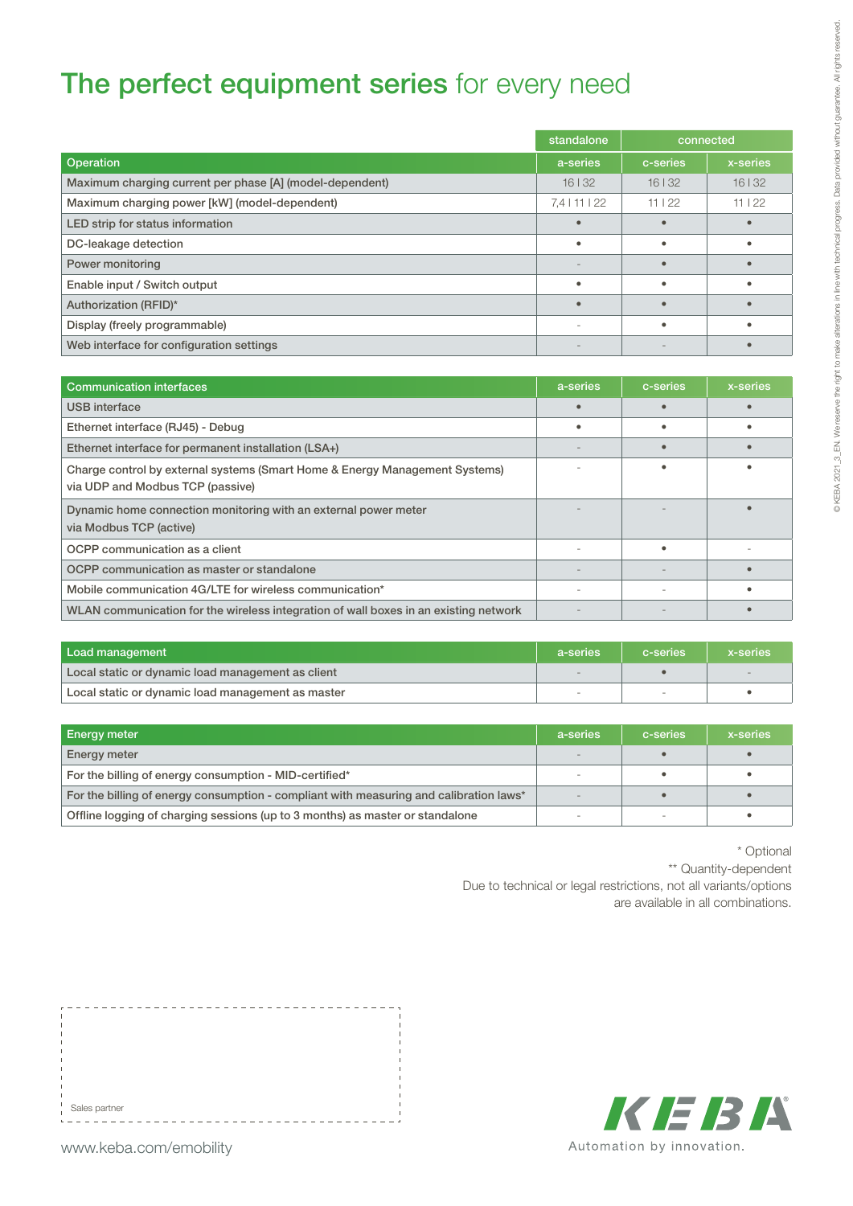# The perfect equipment series for every need

| | standalone | connected | |
|---|---|---|---|
| **Operation** | **a-series** | **c-series** | **x-series** |
| Maximum charging current per phase [A] (model-dependent) | 16 I 32 | 16 I 32 | 16 I 32 |
| Maximum charging power [kW] (model-dependent) | 7,4 I 11 I 22 | 11 I 22 | 11 I 22 |
| LED strip for status information | • | • | • |
| DC-leakage detection | • | • | • |
| Power monitoring | - | • | • |
| Enable input / Switch output | • | • | • |
| Authorization (RFID)* | • | • | • |
| Display (freely programmable) | - | • | • |
| Web interface for configuration settings | - | - | • |

| Communication interfaces | a-series | c-series | x-series |
|---|---|---|---|
| USB interface | • | • | • |
| Ethernet interface (RJ45) - Debug | • | • | • |
| Ethernet interface for permanent installation (LSA+) | - | • | • |
| Charge control by external systems (Smart Home & Energy Management Systems) via UDP and Modbus TCP (passive) | - | • | • |
| Dynamic home connection monitoring with an external power meter via Modbus TCP (active) | - | - | • |
| OCPP communication as a client | - | • | - |
| OCPP communication as master or standalone | - | - | • |
| Mobile communication 4G/LTE for wireless communication* | - | - | • |
| WLAN communication for the wireless integration of wall boxes in an existing network | - | - | • |

| Load management | a-series | c-series | x-series |
|---|---|---|---|
| Local static or dynamic load management as client | - | • | - |
| Local static or dynamic load management as master | - | - | • |

| Energy meter | a-series | c-series | x-series |
|---|---|---|---|
| Energy meter | - | • | • |
| For the billing of energy consumption - MID-certified* | - | • | • |
| For the billing of energy consumption - compliant with measuring and calibration laws* | - | • | • |
| Offline logging of charging sessions (up to 3 months) as master or standalone | - | - | • |

\* Optional
\*\* Quantity-dependent
Due to technical or legal restrictions, not all variants/options are available in all combinations.

Sales partner

www.keba.com/emobility

KEBA
Automation by innovation.

© KEBA 2021_3_EN. We reserve the right to make alterations in line with technical progress. Data provided without guarantee. All rights reserved.